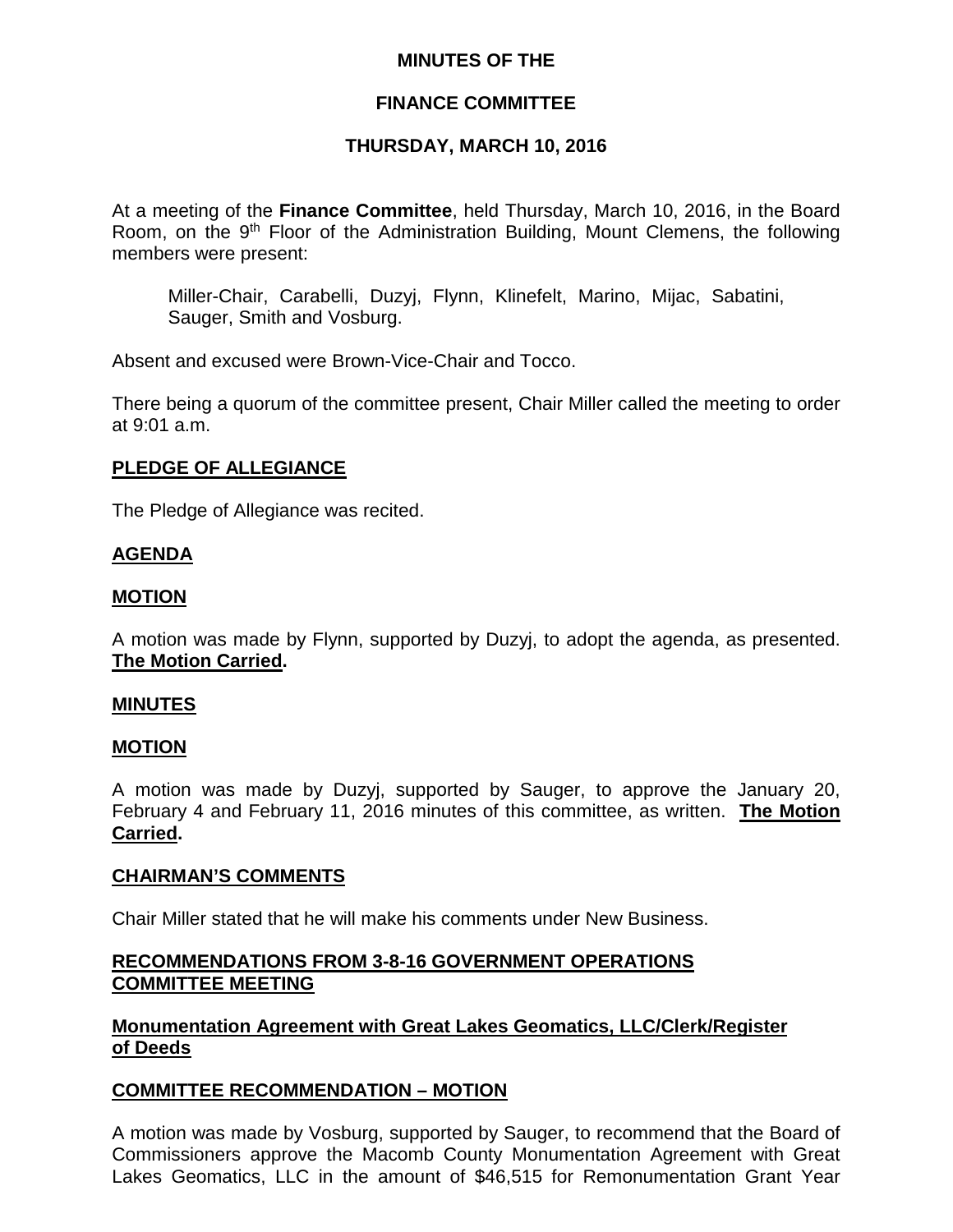**MINUTES OF THE**

**FINANCE COMMITTEE**

**THURSDAY, MARCH 10, 2016**

At a meeting of the **Finance Committee**, held Thursday, March 10, 2016, in the Board Room, on the 9th Floor of the Administration Building, Mount Clemens, the following members were present:

> Miller-Chair, Carabelli, Duzyj, Flynn, Klinefelt, Marino, Mijac, Sabatini, Sauger, Smith and Vosburg.

Absent and excused were Brown-Vice-Chair and Tocco.

There being a quorum of the committee present, Chair Miller called the meeting to order at 9:01 a.m.

**PLEDGE OF ALLEGIANCE**

The Pledge of Allegiance was recited.

**AGENDA**

**MOTION**

A motion was made by Flynn, supported by Duzyj, to adopt the agenda, as presented. **The Motion Carried.**

**MINUTES**

**MOTION**

A motion was made by Duzyj, supported by Sauger, to approve the January 20, February 4 and February 11, 2016 minutes of this committee, as written. **The Motion Carried.**

**CHAIRMAN'S COMMENTS**

Chair Miller stated that he will make his comments under New Business.

**RECOMMENDATIONS FROM 3-8-16 GOVERNMENT OPERATIONS COMMITTEE MEETING**

**Monumentation Agreement with Great Lakes Geomatics, LLC/Clerk/Register of Deeds**

**COMMITTEE RECOMMENDATION – MOTION**

A motion was made by Vosburg, supported by Sauger, to recommend that the Board of Commissioners approve the Macomb County Monumentation Agreement with Great Lakes Geomatics, LLC in the amount of $46,515 for Remonumentation Grant Year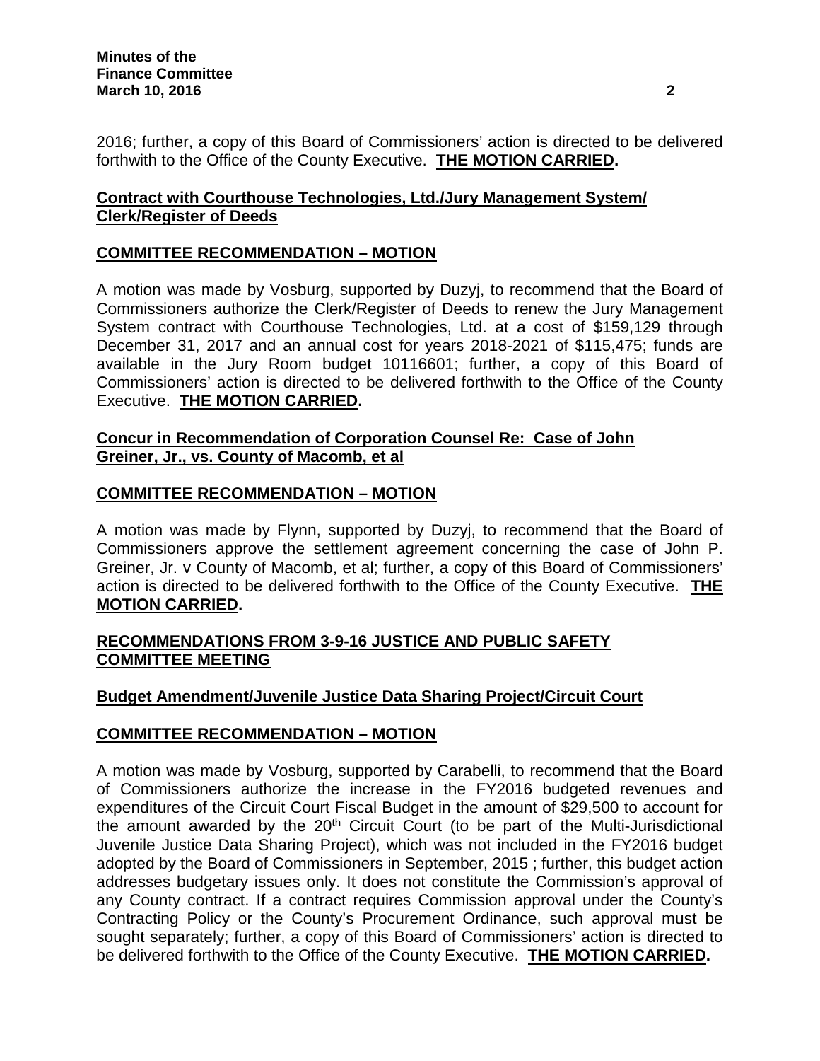2016; further, a copy of this Board of Commissioners' action is directed to be delivered forthwith to the Office of the County Executive. **THE MOTION CARRIED.**

**Contract with Courthouse Technologies, Ltd./Jury Management System/ Clerk/Register of Deeds**

**COMMITTEE RECOMMENDATION – MOTION**

A motion was made by Vosburg, supported by Duzyj, to recommend that the Board of Commissioners authorize the Clerk/Register of Deeds to renew the Jury Management System contract with Courthouse Technologies, Ltd. at a cost of $159,129 through December 31, 2017 and an annual cost for years 2018-2021 of $115,475; funds are available in the Jury Room budget 10116601; further, a copy of this Board of Commissioners' action is directed to be delivered forthwith to the Office of the County Executive. **THE MOTION CARRIED.**

**Concur in Recommendation of Corporation Counsel Re: Case of John Greiner, Jr., vs. County of Macomb, et al**

**COMMITTEE RECOMMENDATION – MOTION**

A motion was made by Flynn, supported by Duzyj, to recommend that the Board of Commissioners approve the settlement agreement concerning the case of John P. Greiner, Jr. v County of Macomb, et al; further, a copy of this Board of Commissioners' action is directed to be delivered forthwith to the Office of the County Executive. **THE MOTION CARRIED.**

**RECOMMENDATIONS FROM 3-9-16 JUSTICE AND PUBLIC SAFETY COMMITTEE MEETING**

**Budget Amendment/Juvenile Justice Data Sharing Project/Circuit Court**

**COMMITTEE RECOMMENDATION – MOTION**

A motion was made by Vosburg, supported by Carabelli, to recommend that the Board of Commissioners authorize the increase in the FY2016 budgeted revenues and expenditures of the Circuit Court Fiscal Budget in the amount of $29,500 to account for the amount awarded by the 20th Circuit Court (to be part of the Multi-Jurisdictional Juvenile Justice Data Sharing Project), which was not included in the FY2016 budget adopted by the Board of Commissioners in September, 2015 ; further, this budget action addresses budgetary issues only. It does not constitute the Commission's approval of any County contract. If a contract requires Commission approval under the County's Contracting Policy or the County's Procurement Ordinance, such approval must be sought separately; further, a copy of this Board of Commissioners' action is directed to be delivered forthwith to the Office of the County Executive. **THE MOTION CARRIED.**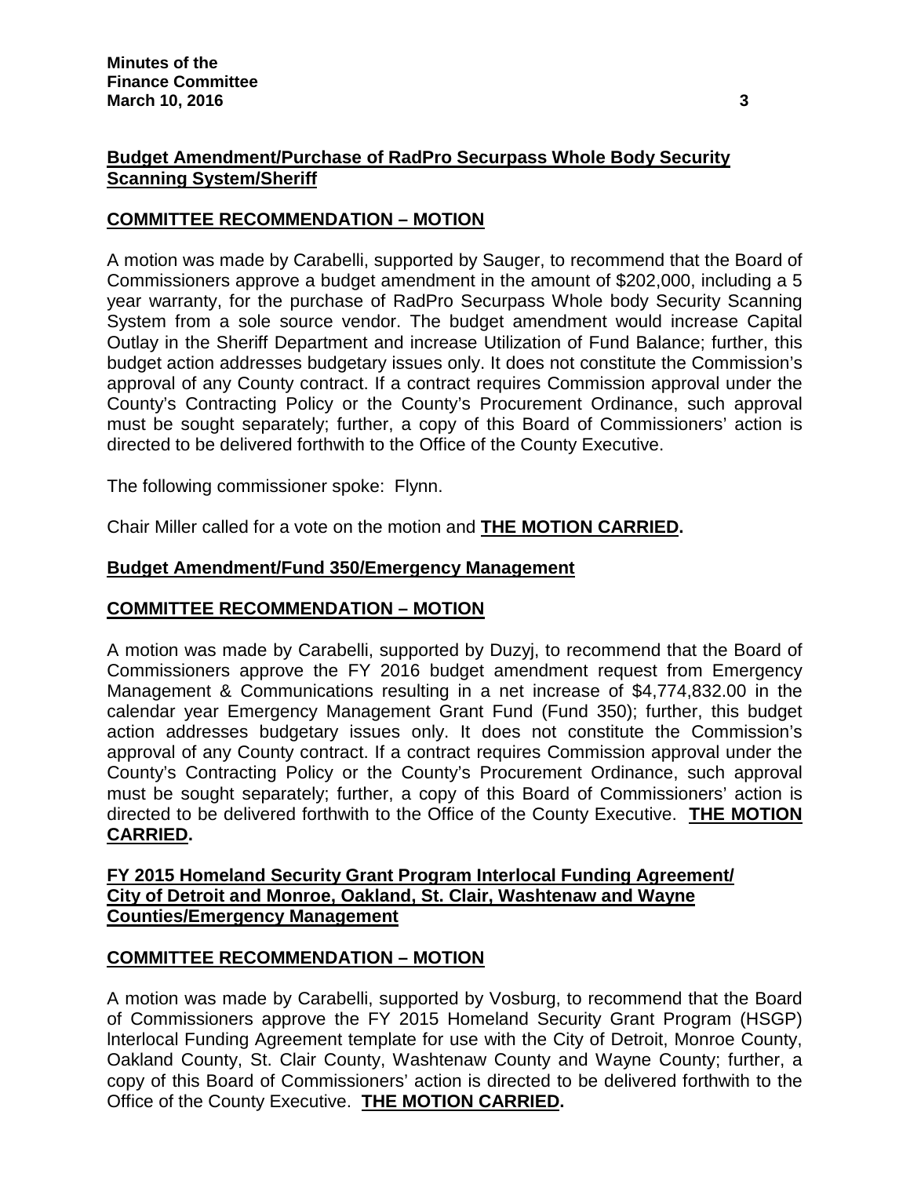**Budget Amendment/Purchase of RadPro Securpass Whole Body Security Scanning System/Sheriff**

**COMMITTEE RECOMMENDATION – MOTION**

A motion was made by Carabelli, supported by Sauger, to recommend that the Board of Commissioners approve a budget amendment in the amount of $202,000, including a 5 year warranty, for the purchase of RadPro Securpass Whole body Security Scanning System from a sole source vendor. The budget amendment would increase Capital Outlay in the Sheriff Department and increase Utilization of Fund Balance; further, this budget action addresses budgetary issues only. It does not constitute the Commission's approval of any County contract. If a contract requires Commission approval under the County's Contracting Policy or the County's Procurement Ordinance, such approval must be sought separately; further, a copy of this Board of Commissioners' action is directed to be delivered forthwith to the Office of the County Executive.

The following commissioner spoke: Flynn.

Chair Miller called for a vote on the motion and **THE MOTION CARRIED.**

**Budget Amendment/Fund 350/Emergency Management**

**COMMITTEE RECOMMENDATION – MOTION**

A motion was made by Carabelli, supported by Duzyj, to recommend that the Board of Commissioners approve the FY 2016 budget amendment request from Emergency Management & Communications resulting in a net increase of $4,774,832.00 in the calendar year Emergency Management Grant Fund (Fund 350); further, this budget action addresses budgetary issues only. It does not constitute the Commission's approval of any County contract. If a contract requires Commission approval under the County's Contracting Policy or the County's Procurement Ordinance, such approval must be sought separately; further, a copy of this Board of Commissioners' action is directed to be delivered forthwith to the Office of the County Executive. **THE MOTION CARRIED.**

**FY 2015 Homeland Security Grant Program Interlocal Funding Agreement/ City of Detroit and Monroe, Oakland, St. Clair, Washtenaw and Wayne Counties/Emergency Management**

**COMMITTEE RECOMMENDATION – MOTION**

A motion was made by Carabelli, supported by Vosburg, to recommend that the Board of Commissioners approve the FY 2015 Homeland Security Grant Program (HSGP) lnterlocal Funding Agreement template for use with the City of Detroit, Monroe County, Oakland County, St. Clair County, Washtenaw County and Wayne County; further, a copy of this Board of Commissioners' action is directed to be delivered forthwith to the Office of the County Executive. **THE MOTION CARRIED.**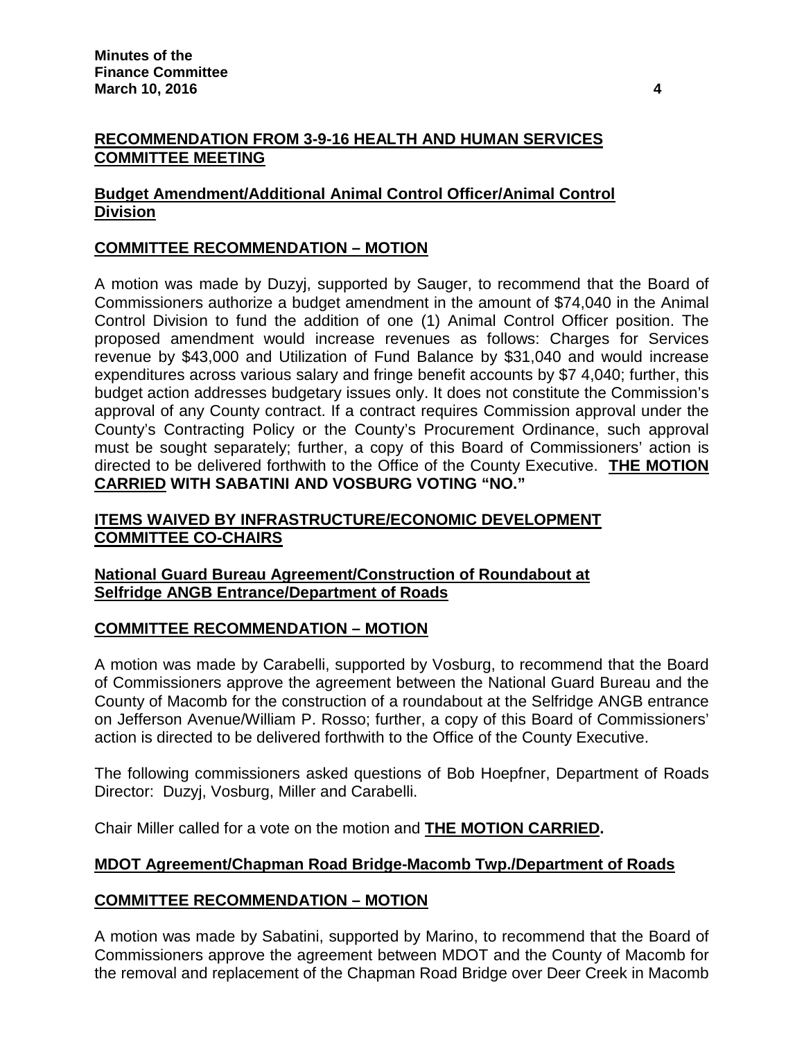**RECOMMENDATION FROM 3-9-16 HEALTH AND HUMAN SERVICES COMMITTEE MEETING**

**Budget Amendment/Additional Animal Control Officer/Animal Control Division**

**COMMITTEE RECOMMENDATION – MOTION**

A motion was made by Duzyj, supported by Sauger, to recommend that the Board of Commissioners authorize a budget amendment in the amount of $74,040 in the Animal Control Division to fund the addition of one (1) Animal Control Officer position. The proposed amendment would increase revenues as follows: Charges for Services revenue by $43,000 and Utilization of Fund Balance by $31,040 and would increase expenditures across various salary and fringe benefit accounts by $7 4,040; further, this budget action addresses budgetary issues only. It does not constitute the Commission's approval of any County contract. If a contract requires Commission approval under the County's Contracting Policy or the County's Procurement Ordinance, such approval must be sought separately; further, a copy of this Board of Commissioners' action is directed to be delivered forthwith to the Office of the County Executive. **THE MOTION CARRIED WITH SABATINI AND VOSBURG VOTING "NO."**

**ITEMS WAIVED BY INFRASTRUCTURE/ECONOMIC DEVELOPMENT COMMITTEE CO-CHAIRS**

**National Guard Bureau Agreement/Construction of Roundabout at Selfridge ANGB Entrance/Department of Roads**

**COMMITTEE RECOMMENDATION – MOTION**

A motion was made by Carabelli, supported by Vosburg, to recommend that the Board of Commissioners approve the agreement between the National Guard Bureau and the County of Macomb for the construction of a roundabout at the Selfridge ANGB entrance on Jefferson Avenue/William P. Rosso; further, a copy of this Board of Commissioners' action is directed to be delivered forthwith to the Office of the County Executive.

The following commissioners asked questions of Bob Hoepfner, Department of Roads Director: Duzyj, Vosburg, Miller and Carabelli.

Chair Miller called for a vote on the motion and **THE MOTION CARRIED.**

**MDOT Agreement/Chapman Road Bridge-Macomb Twp./Department of Roads**

**COMMITTEE RECOMMENDATION – MOTION**

A motion was made by Sabatini, supported by Marino, to recommend that the Board of Commissioners approve the agreement between MDOT and the County of Macomb for the removal and replacement of the Chapman Road Bridge over Deer Creek in Macomb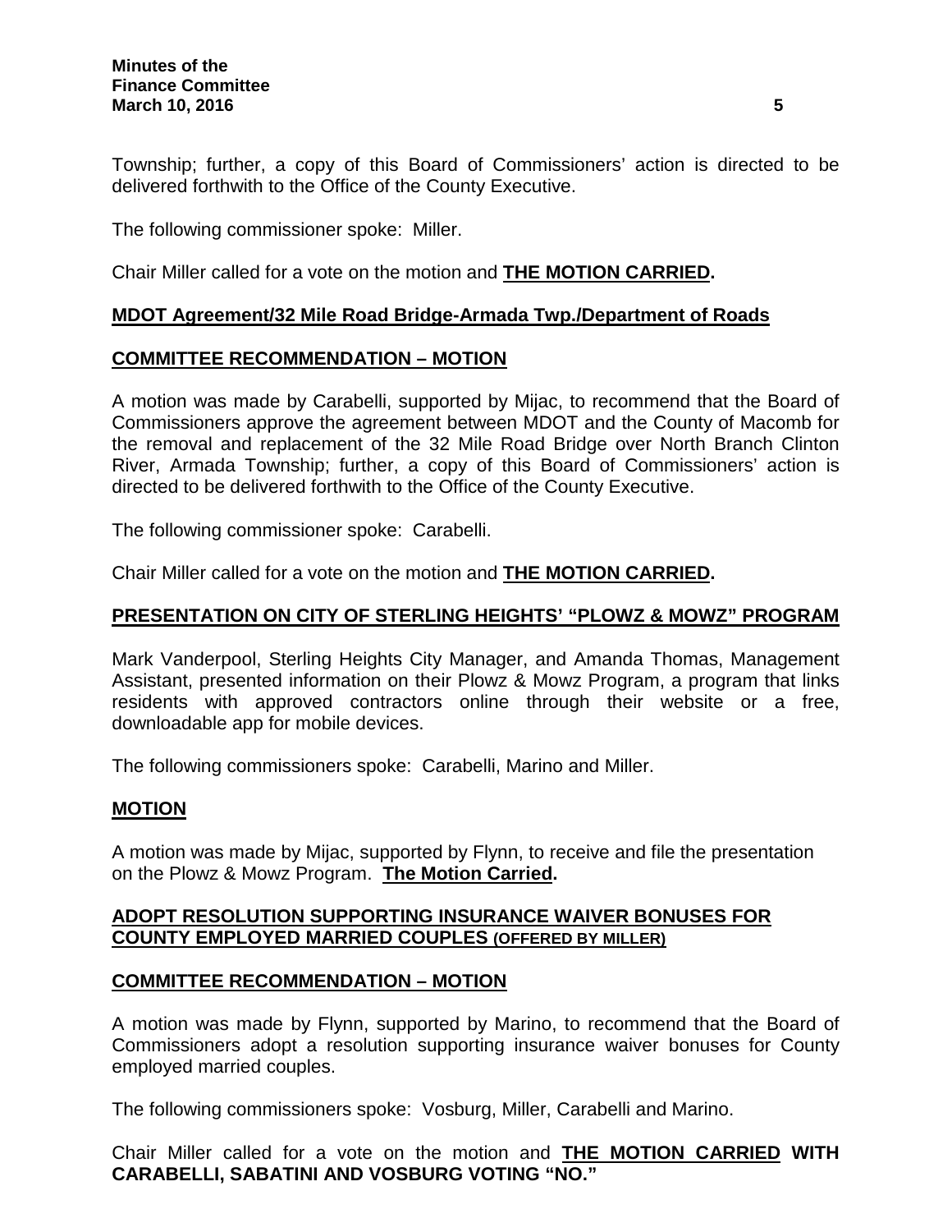Township; further, a copy of this Board of Commissioners' action is directed to be delivered forthwith to the Office of the County Executive.

The following commissioner spoke: Miller.

Chair Miller called for a vote on the motion and **THE MOTION CARRIED.**

## MDOT Agreement/32 Mile Road Bridge-Armada Twp./Department of Roads

### COMMITTEE RECOMMENDATION – MOTION

A motion was made by Carabelli, supported by Mijac, to recommend that the Board of Commissioners approve the agreement between MDOT and the County of Macomb for the removal and replacement of the 32 Mile Road Bridge over North Branch Clinton River, Armada Township; further, a copy of this Board of Commissioners' action is directed to be delivered forthwith to the Office of the County Executive.

The following commissioner spoke: Carabelli.

Chair Miller called for a vote on the motion and **THE MOTION CARRIED.**

## PRESENTATION ON CITY OF STERLING HEIGHTS' "PLOWZ & MOWZ" PROGRAM

Mark Vanderpool, Sterling Heights City Manager, and Amanda Thomas, Management Assistant, presented information on their Plowz & Mowz Program, a program that links residents with approved contractors online through their website or a free, downloadable app for mobile devices.

The following commissioners spoke: Carabelli, Marino and Miller.

### MOTION

A motion was made by Mijac, supported by Flynn, to receive and file the presentation on the Plowz & Mowz Program. **The Motion Carried.**

## ADOPT RESOLUTION SUPPORTING INSURANCE WAIVER BONUSES FOR COUNTY EMPLOYED MARRIED COUPLES (OFFERED BY MILLER)

### COMMITTEE RECOMMENDATION – MOTION

A motion was made by Flynn, supported by Marino, to recommend that the Board of Commissioners adopt a resolution supporting insurance waiver bonuses for County employed married couples.

The following commissioners spoke: Vosburg, Miller, Carabelli and Marino.

Chair Miller called for a vote on the motion and **THE MOTION CARRIED WITH CARABELLI, SABATINI AND VOSBURG VOTING "NO."**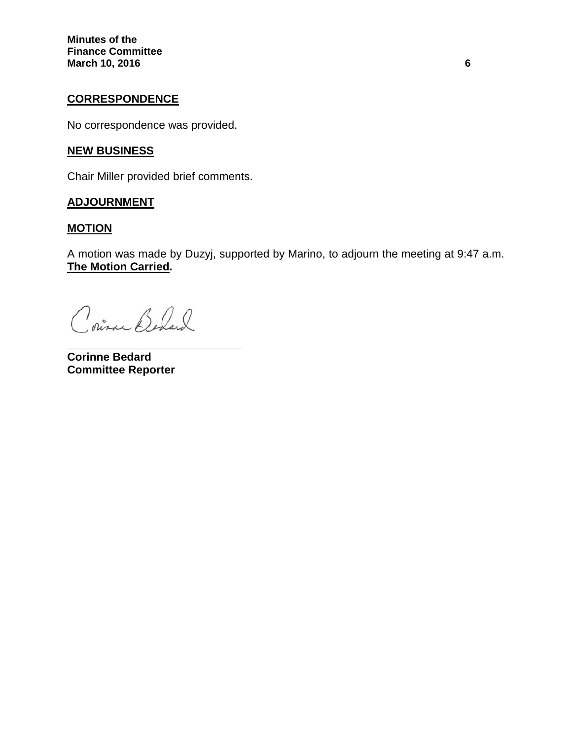**CORRESPONDENCE**

No correspondence was provided.

**NEW BUSINESS**

Chair Miller provided brief comments.

**ADJOURNMENT**

**MOTION**

A motion was made by Duzyj, supported by Marino, to adjourn the meeting at 9:47 a.m. **The Motion Carried.**

\_\_\_\_\_\_\_\_\_\_\_\_\_\_\_\_\_\_\_\_\_\_\_\_\_\_\_\_\_\_

**Corinne Bedard**
**Committee Reporter**